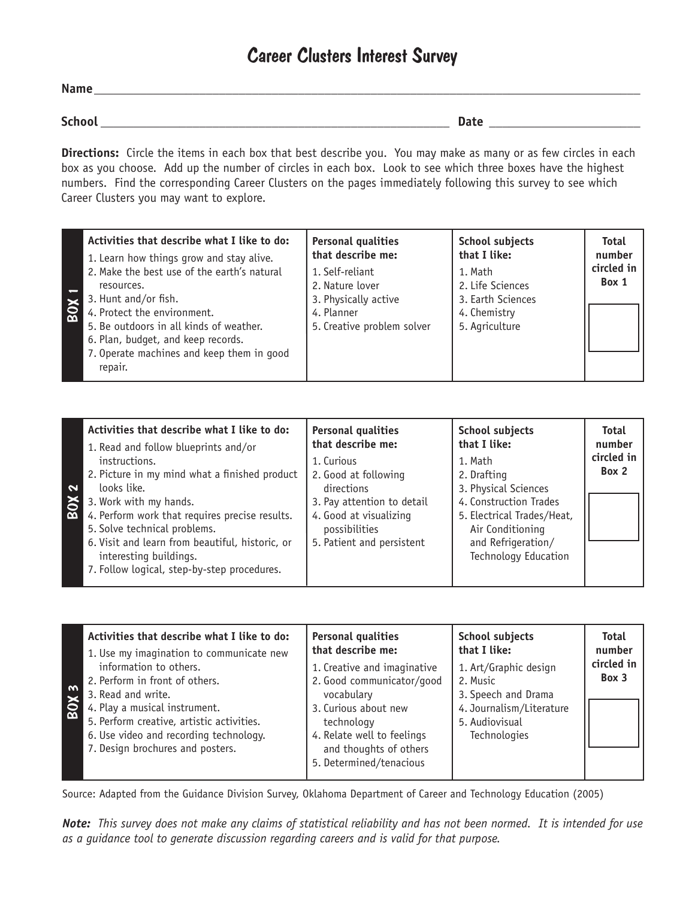# Career Clusters Interest Survey

**Name** ___________________________________________

**School** ___________________________________ **Date** ____________________

**Directions:** Circle the items in each box that best describe you. You may make as many or as few circles in each box as you choose. Add up the number of circles in each box. Look to see which three boxes have the highest numbers. Find the corresponding Career Clusters on the pages immediately following this survey to see which Career Clusters you may want to explore.

| | Activities that describe what I like to do: | Personal qualities that describe me: | School subjects that I like: | Total number circled in Box 1 |
|---|---|---|---|---|
| **BOX 1** | 1. Learn how things grow and stay alive.<br>2. Make the best use of the earth's natural resources.<br>3. Hunt and/or fish.<br>4. Protect the environment.<br>5. Be outdoors in all kinds of weather.<br>6. Plan, budget, and keep records.<br>7. Operate machines and keep them in good repair. | 1. Self-reliant<br>2. Nature lover<br>3. Physically active<br>4. Planner<br>5. Creative problem solver | 1. Math<br>2. Life Sciences<br>3. Earth Sciences<br>4. Chemistry<br>5. Agriculture | |

| | Activities that describe what I like to do: | Personal qualities that describe me: | School subjects that I like: | Total number circled in Box 2 |
|---|---|---|---|---|
| **BOX 2** | 1. Read and follow blueprints and/or instructions.<br>2. Picture in my mind what a finished product looks like.<br>3. Work with my hands.<br>4. Perform work that requires precise results.<br>5. Solve technical problems.<br>6. Visit and learn from beautiful, historic, or interesting buildings.<br>7. Follow logical, step-by-step procedures. | 1. Curious<br>2. Good at following directions<br>3. Pay attention to detail<br>4. Good at visualizing possibilities<br>5. Patient and persistent | 1. Math<br>2. Drafting<br>3. Physical Sciences<br>4. Construction Trades<br>5. Electrical Trades/Heat, Air Conditioning and Refrigeration/ Technology Education | |

| | Activities that describe what I like to do: | Personal qualities that describe me: | School subjects that I like: | Total number circled in Box 3 |
|---|---|---|---|---|
| **BOX 3** | 1. Use my imagination to communicate new information to others.<br>2. Perform in front of others.<br>3. Read and write.<br>4. Play a musical instrument.<br>5. Perform creative, artistic activities.<br>6. Use video and recording technology.<br>7. Design brochures and posters. | 1. Creative and imaginative<br>2. Good communicator/good vocabulary<br>3. Curious about new technology<br>4. Relate well to feelings and thoughts of others<br>5. Determined/tenacious | 1. Art/Graphic design<br>2. Music<br>3. Speech and Drama<br>4. Journalism/Literature<br>5. Audiovisual Technologies | |

Source: Adapted from the Guidance Division Survey, Oklahoma Department of Career and Technology Education (2005)

***Note:*** *This survey does not make any claims of statistical reliability and has not been normed. It is intended for use as a guidance tool to generate discussion regarding careers and is valid for that purpose.*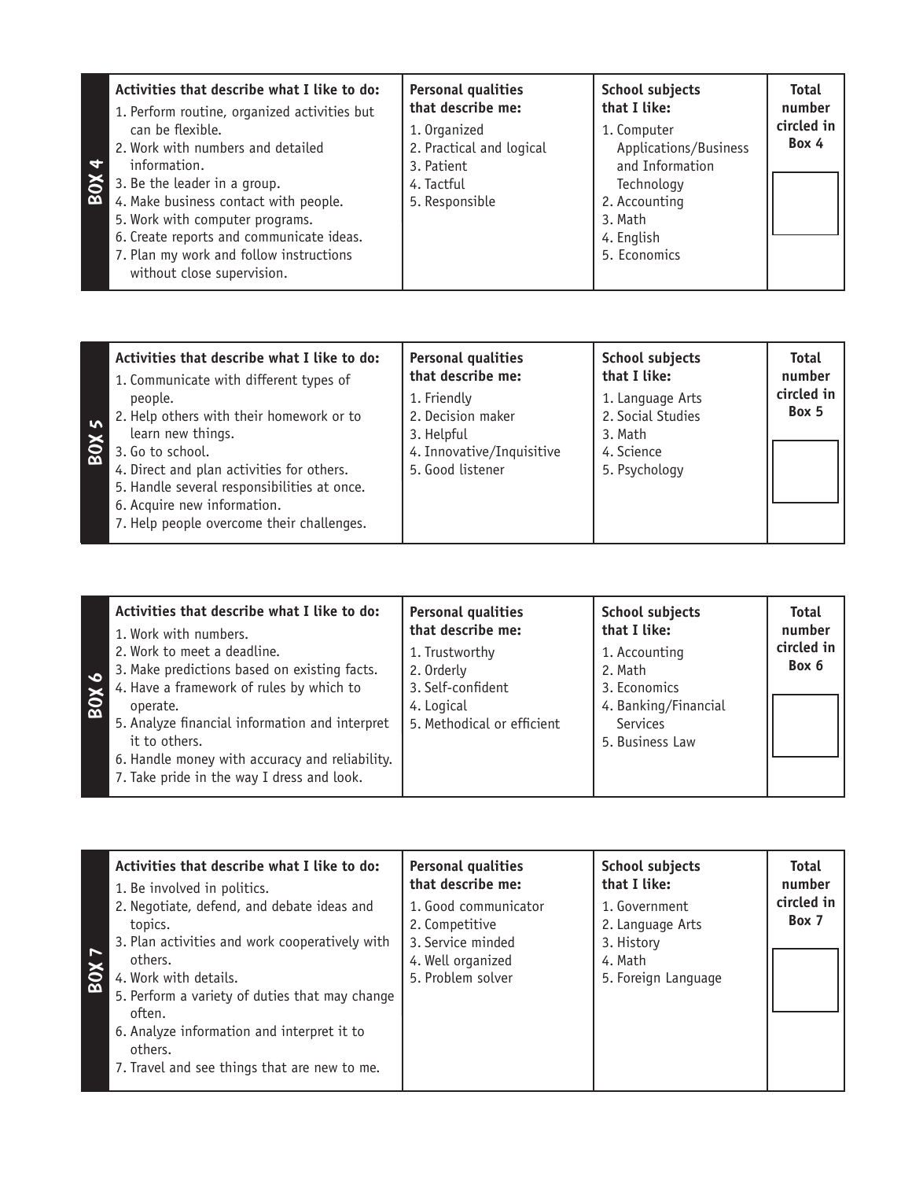## BOX 4

| Activities that describe what I like to do: | Personal qualities that describe me: | School subjects that I like: | Total number circled in Box 4 |
|---|---|---|---|
| 1. Perform routine, organized activities but can be flexible.<br>2. Work with numbers and detailed information.<br>3. Be the leader in a group.<br>4. Make business contact with people.<br>5. Work with computer programs.<br>6. Create reports and communicate ideas.<br>7. Plan my work and follow instructions without close supervision. | 1. Organized<br>2. Practical and logical<br>3. Patient<br>4. Tactful<br>5. Responsible | 1. Computer Applications/Business and Information Technology<br>2. Accounting<br>3. Math<br>4. English<br>5. Economics | |

## BOX 5

| Activities that describe what I like to do: | Personal qualities that describe me: | School subjects that I like: | Total number circled in Box 5 |
|---|---|---|---|
| 1. Communicate with different types of people.<br>2. Help others with their homework or to learn new things.<br>3. Go to school.<br>4. Direct and plan activities for others.<br>5. Handle several responsibilities at once.<br>6. Acquire new information.<br>7. Help people overcome their challenges. | 1. Friendly<br>2. Decision maker<br>3. Helpful<br>4. Innovative/Inquisitive<br>5. Good listener | 1. Language Arts<br>2. Social Studies<br>3. Math<br>4. Science<br>5. Psychology | |

## BOX 6

| Activities that describe what I like to do: | Personal qualities that describe me: | School subjects that I like: | Total number circled in Box 6 |
|---|---|---|---|
| 1. Work with numbers.<br>2. Work to meet a deadline.<br>3. Make predictions based on existing facts.<br>4. Have a framework of rules by which to operate.<br>5. Analyze financial information and interpret it to others.<br>6. Handle money with accuracy and reliability.<br>7. Take pride in the way I dress and look. | 1. Trustworthy<br>2. Orderly<br>3. Self-confident<br>4. Logical<br>5. Methodical or efficient | 1. Accounting<br>2. Math<br>3. Economics<br>4. Banking/Financial Services<br>5. Business Law | |

## BOX 7

| Activities that describe what I like to do: | Personal qualities that describe me: | School subjects that I like: | Total number circled in Box 7 |
|---|---|---|---|
| 1. Be involved in politics.<br>2. Negotiate, defend, and debate ideas and topics.<br>3. Plan activities and work cooperatively with others.<br>4. Work with details.<br>5. Perform a variety of duties that may change often.<br>6. Analyze information and interpret it to others.<br>7. Travel and see things that are new to me. | 1. Good communicator<br>2. Competitive<br>3. Service minded<br>4. Well organized<br>5. Problem solver | 1. Government<br>2. Language Arts<br>3. History<br>4. Math<br>5. Foreign Language | |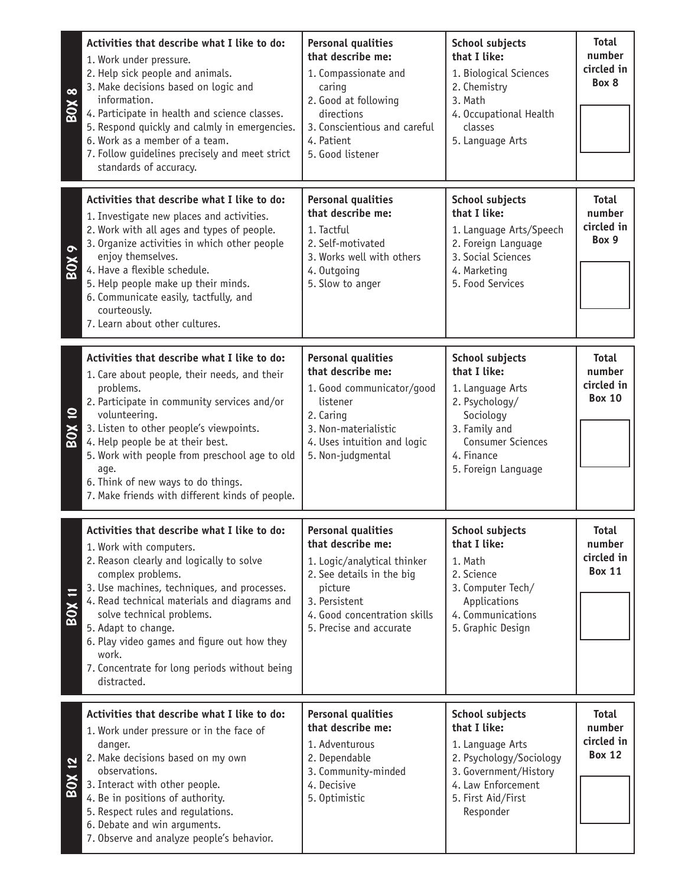| BOX 8 | Activities that describe what I like to do: | Personal qualities that describe me: | School subjects that I like: | Total number circled in Box 8 |
|---|---|---|---|---|
| | 1. Work under pressure.<br>2. Help sick people and animals.<br>3. Make decisions based on logic and information.<br>4. Participate in health and science classes.<br>5. Respond quickly and calmly in emergencies.<br>6. Work as a member of a team.<br>7. Follow guidelines precisely and meet strict standards of accuracy. | 1. Compassionate and caring<br>2. Good at following directions<br>3. Conscientious and careful<br>4. Patient<br>5. Good listener | 1. Biological Sciences<br>2. Chemistry<br>3. Math<br>4. Occupational Health classes<br>5. Language Arts | |

| BOX 9 | Activities that describe what I like to do: | Personal qualities that describe me: | School subjects that I like: | Total number circled in Box 9 |
|---|---|---|---|---|
| | 1. Investigate new places and activities.<br>2. Work with all ages and types of people.<br>3. Organize activities in which other people enjoy themselves.<br>4. Have a flexible schedule.<br>5. Help people make up their minds.<br>6. Communicate easily, tactfully, and courteously.<br>7. Learn about other cultures. | 1. Tactful<br>2. Self-motivated<br>3. Works well with others<br>4. Outgoing<br>5. Slow to anger | 1. Language Arts/Speech<br>2. Foreign Language<br>3. Social Sciences<br>4. Marketing<br>5. Food Services | |

| BOX 10 | Activities that describe what I like to do: | Personal qualities that describe me: | School subjects that I like: | Total number circled in Box 10 |
|---|---|---|---|---|
| | 1. Care about people, their needs, and their problems.<br>2. Participate in community services and/or volunteering.<br>3. Listen to other people's viewpoints.<br>4. Help people be at their best.<br>5. Work with people from preschool age to old age.<br>6. Think of new ways to do things.<br>7. Make friends with different kinds of people. | 1. Good communicator/good listener<br>2. Caring<br>3. Non-materialistic<br>4. Uses intuition and logic<br>5. Non-judgmental | 1. Language Arts<br>2. Psychology/Sociology<br>3. Family and Consumer Sciences<br>4. Finance<br>5. Foreign Language | |

| BOX 11 | Activities that describe what I like to do: | Personal qualities that describe me: | School subjects that I like: | Total number circled in Box 11 |
|---|---|---|---|---|
| | 1. Work with computers.<br>2. Reason clearly and logically to solve complex problems.<br>3. Use machines, techniques, and processes.<br>4. Read technical materials and diagrams and solve technical problems.<br>5. Adapt to change.<br>6. Play video games and figure out how they work.<br>7. Concentrate for long periods without being distracted. | 1. Logic/analytical thinker<br>2. See details in the big picture<br>3. Persistent<br>4. Good concentration skills<br>5. Precise and accurate | 1. Math<br>2. Science<br>3. Computer Tech/Applications<br>4. Communications<br>5. Graphic Design | |

| BOX 12 | Activities that describe what I like to do: | Personal qualities that describe me: | School subjects that I like: | Total number circled in Box 12 |
|---|---|---|---|---|
| | 1. Work under pressure or in the face of danger.<br>2. Make decisions based on my own observations.<br>3. Interact with other people.<br>4. Be in positions of authority.<br>5. Respect rules and regulations.<br>6. Debate and win arguments.<br>7. Observe and analyze people's behavior. | 1. Adventurous<br>2. Dependable<br>3. Community-minded<br>4. Decisive<br>5. Optimistic | 1. Language Arts<br>2. Psychology/Sociology<br>3. Government/History<br>4. Law Enforcement<br>5. First Aid/First Responder | |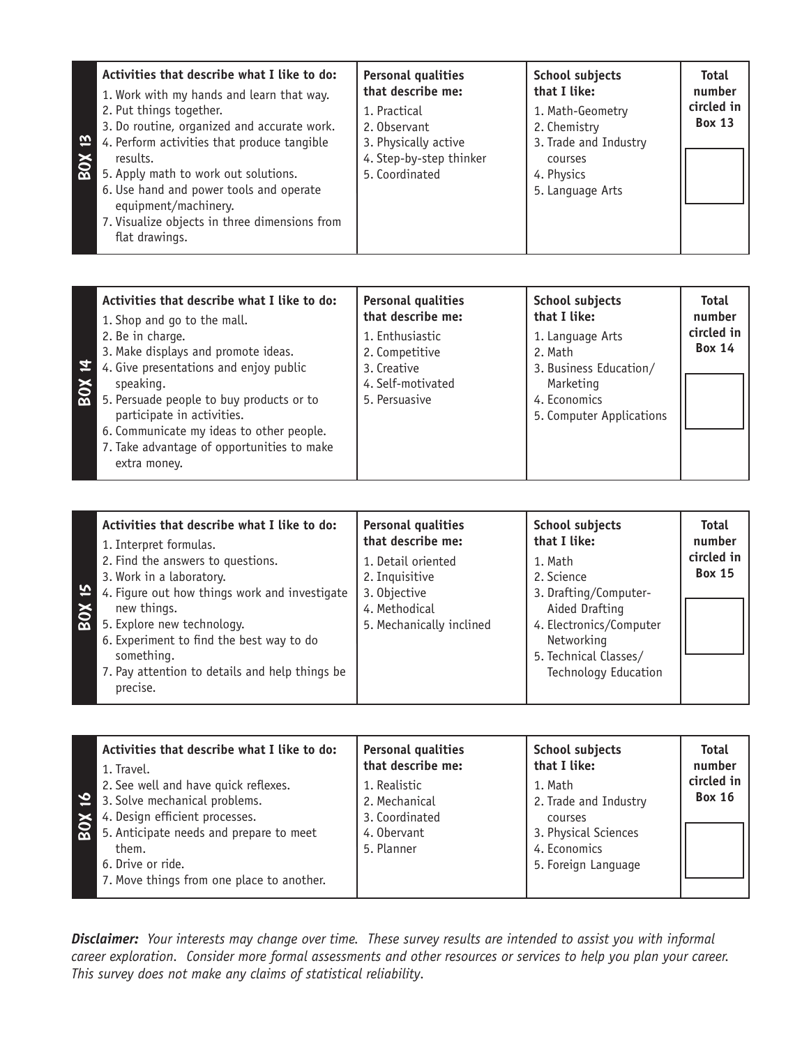| BOX 13 | Activities that describe what I like to do: | Personal qualities that describe me: | School subjects that I like: | Total number circled in Box 13 |
|---|---|---|---|---|
| | 1. Work with my hands and learn that way.<br>2. Put things together.<br>3. Do routine, organized and accurate work.<br>4. Perform activities that produce tangible results.<br>5. Apply math to work out solutions.<br>6. Use hand and power tools and operate equipment/machinery.<br>7. Visualize objects in three dimensions from flat drawings. | 1. Practical<br>2. Observant<br>3. Physically active<br>4. Step-by-step thinker<br>5. Coordinated | 1. Math-Geometry<br>2. Chemistry<br>3. Trade and Industry courses<br>4. Physics<br>5. Language Arts | |

| BOX 14 | Activities that describe what I like to do: | Personal qualities that describe me: | School subjects that I like: | Total number circled in Box 14 |
|---|---|---|---|---|
| | 1. Shop and go to the mall.<br>2. Be in charge.<br>3. Make displays and promote ideas.<br>4. Give presentations and enjoy public speaking.<br>5. Persuade people to buy products or to participate in activities.<br>6. Communicate my ideas to other people.<br>7. Take advantage of opportunities to make extra money. | 1. Enthusiastic<br>2. Competitive<br>3. Creative<br>4. Self-motivated<br>5. Persuasive | 1. Language Arts<br>2. Math<br>3. Business Education/ Marketing<br>4. Economics<br>5. Computer Applications | |

| BOX 15 | Activities that describe what I like to do: | Personal qualities that describe me: | School subjects that I like: | Total number circled in Box 15 |
|---|---|---|---|---|
| | 1. Interpret formulas.<br>2. Find the answers to questions.<br>3. Work in a laboratory.<br>4. Figure out how things work and investigate new things.<br>5. Explore new technology.<br>6. Experiment to find the best way to do something.<br>7. Pay attention to details and help things be precise. | 1. Detail oriented<br>2. Inquisitive<br>3. Objective<br>4. Methodical<br>5. Mechanically inclined | 1. Math<br>2. Science<br>3. Drafting/Computer-Aided Drafting<br>4. Electronics/Computer Networking<br>5. Technical Classes/ Technology Education | |

| BOX 16 | Activities that describe what I like to do: | Personal qualities that describe me: | School subjects that I like: | Total number circled in Box 16 |
|---|---|---|---|---|
| | 1. Travel.<br>2. See well and have quick reflexes.<br>3. Solve mechanical problems.<br>4. Design efficient processes.<br>5. Anticipate needs and prepare to meet them.<br>6. Drive or ride.<br>7. Move things from one place to another. | 1. Realistic<br>2. Mechanical<br>3. Coordinated<br>4. Obervant<br>5. Planner | 1. Math<br>2. Trade and Industry courses<br>3. Physical Sciences<br>4. Economics<br>5. Foreign Language | |

***Disclaimer:*** *Your interests may change over time. These survey results are intended to assist you with informal career exploration. Consider more formal assessments and other resources or services to help you plan your career. This survey does not make any claims of statistical reliability.*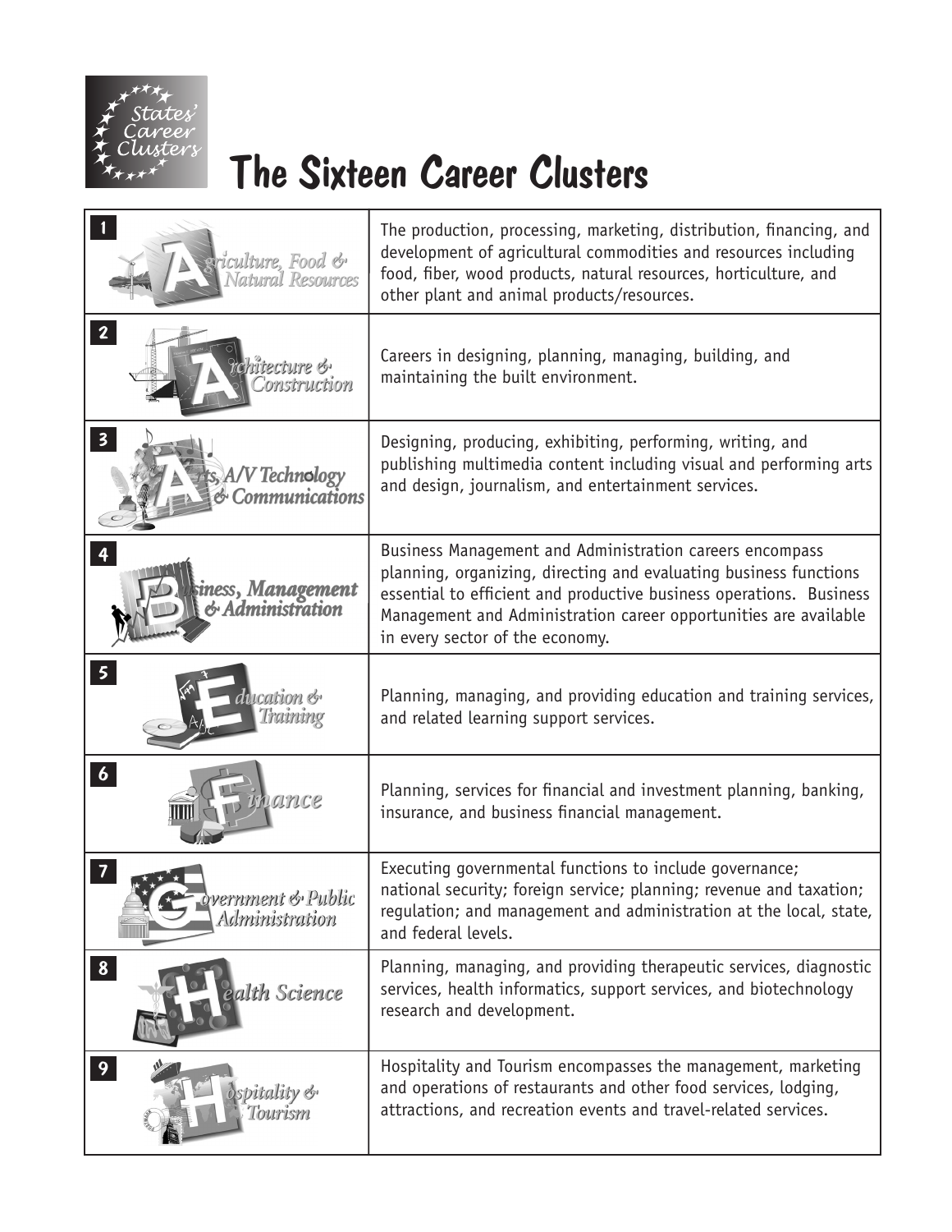States' Career Clusters

# The Sixteen Career Clusters

| Cluster | Description |
|---|---|
| 1 Agriculture, Food & Natural Resources | The production, processing, marketing, distribution, financing, and development of agricultural commodities and resources including food, fiber, wood products, natural resources, horticulture, and other plant and animal products/resources. |
| 2 Architecture & Construction | Careers in designing, planning, managing, building, and maintaining the built environment. |
| 3 Arts, A/V Technology & Communications | Designing, producing, exhibiting, performing, writing, and publishing multimedia content including visual and performing arts and design, journalism, and entertainment services. |
| 4 Business, Management & Administration | Business Management and Administration careers encompass planning, organizing, directing and evaluating business functions essential to efficient and productive business operations. Business Management and Administration career opportunities are available in every sector of the economy. |
| 5 Education & Training | Planning, managing, and providing education and training services, and related learning support services. |
| 6 Finance | Planning, services for financial and investment planning, banking, insurance, and business financial management. |
| 7 Government & Public Administration | Executing governmental functions to include governance; national security; foreign service; planning; revenue and taxation; regulation; and management and administration at the local, state, and federal levels. |
| 8 Health Science | Planning, managing, and providing therapeutic services, diagnostic services, health informatics, support services, and biotechnology research and development. |
| 9 Hospitality & Tourism | Hospitality and Tourism encompasses the management, marketing and operations of restaurants and other food services, lodging, attractions, and recreation events and travel-related services. |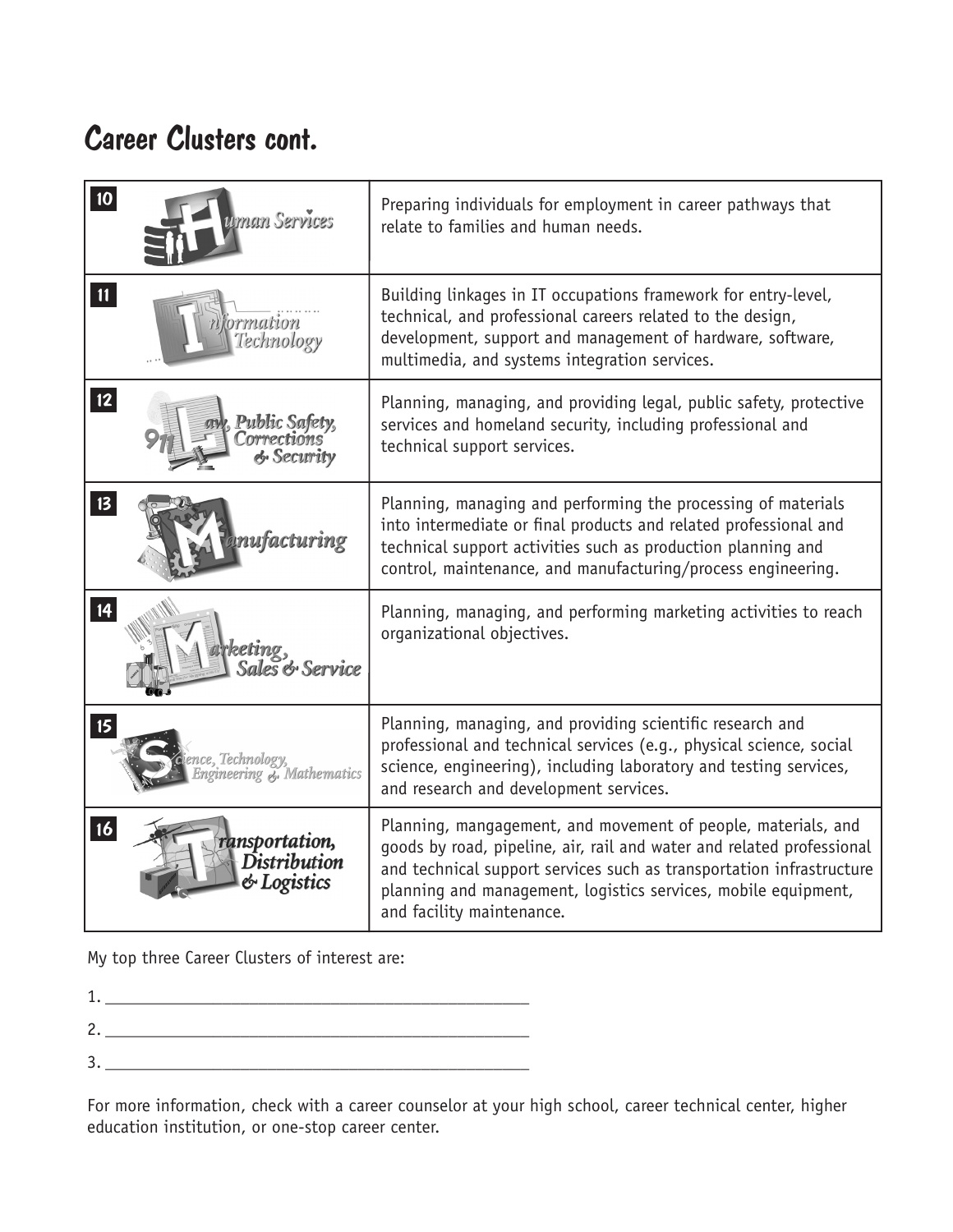# Career Clusters cont.

| | |
|---|---|
| 10 Human Services | Preparing individuals for employment in career pathways that relate to families and human needs. |
| 11 Information Technology | Building linkages in IT occupations framework for entry-level, technical, and professional careers related to the design, development, support and management of hardware, software, multimedia, and systems integration services. |
| 12 Law, Public Safety, Corrections & Security | Planning, managing, and providing legal, public safety, protective services and homeland security, including professional and technical support services. |
| 13 Manufacturing | Planning, managing and performing the processing of materials into intermediate or final products and related professional and technical support activities such as production planning and control, maintenance, and manufacturing/process engineering. |
| 14 Marketing, Sales & Service | Planning, managing, and performing marketing activities to reach organizational objectives. |
| 15 Science, Technology, Engineering & Mathematics | Planning, managing, and providing scientific research and professional and technical services (e.g., physical science, social science, engineering), including laboratory and testing services, and research and development services. |
| 16 Transportation, Distribution & Logistics | Planning, mangagement, and movement of people, materials, and goods by road, pipeline, air, rail and water and related professional and technical support services such as transportation infrastructure planning and management, logistics services, mobile equipment, and facility maintenance. |

My top three Career Clusters of interest are:

1. ___________________________________________

2. ___________________________________________

3. ___________________________________________

For more information, check with a career counselor at your high school, career technical center, higher education institution, or one-stop career center.